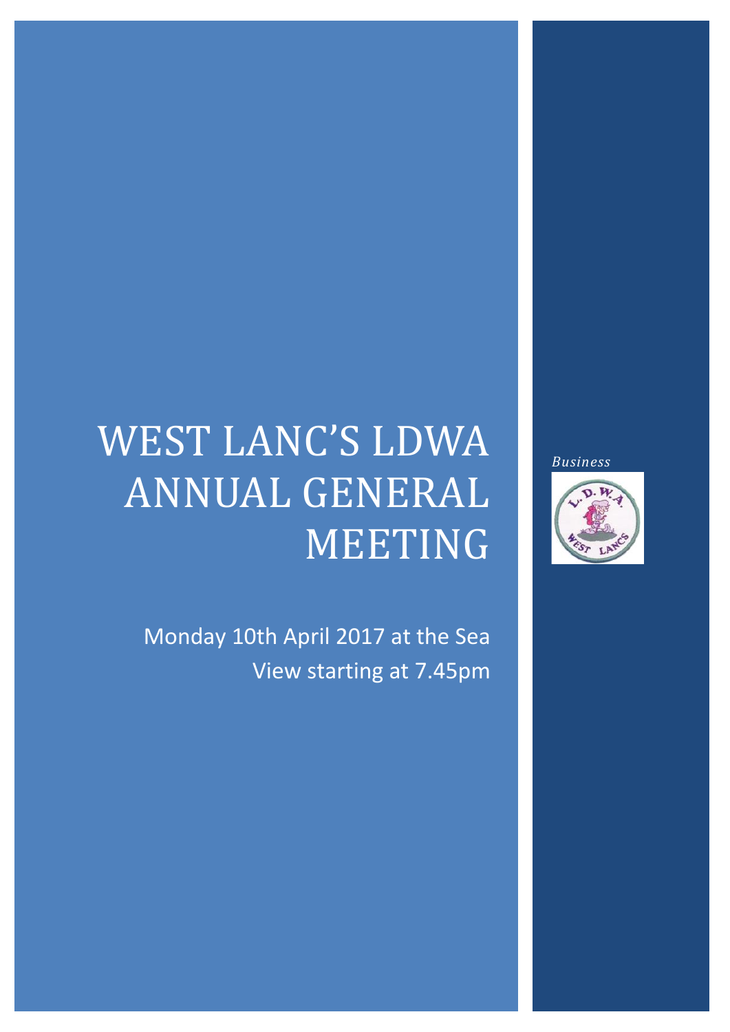# WEST LANC'S LDWA ANNUAL GENERAL MEETING

Monday 10th April 2017 at the Sea View starting at 7.45pm

*Business*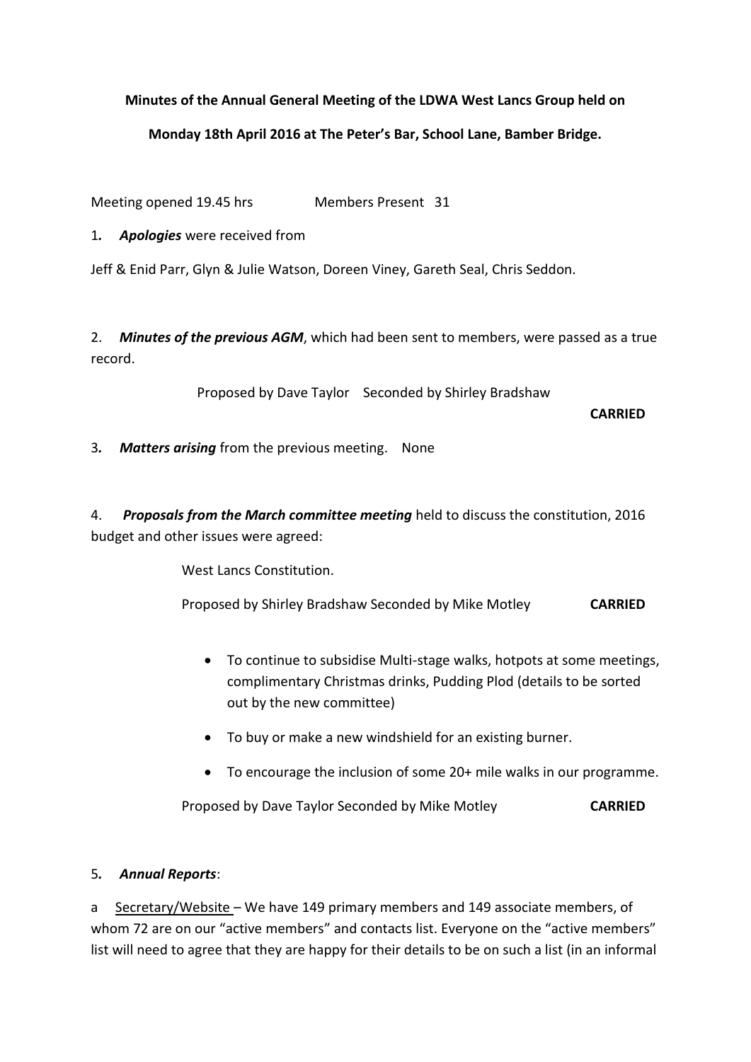**Minutes of the Annual General Meeting of the LDWA West Lancs Group held on**

**Monday 18th April 2016 at The Peter's Bar, School Lane, Bamber Bridge.**

Meeting opened 19.45 hrs Members Present 31

1. ***Apologies*** were received from

Jeff & Enid Parr, Glyn & Julie Watson, Doreen Viney, Gareth Seal, Chris Seddon.

2. ***Minutes of the previous AGM***, which had been sent to members, were passed as a true record.

Proposed by Dave Taylor Seconded by Shirley Bradshaw

**CARRIED**

3. ***Matters arising*** from the previous meeting. None

4. ***Proposals from the March committee meeting*** held to discuss the constitution, 2016 budget and other issues were agreed:

West Lancs Constitution.

Proposed by Shirley Bradshaw Seconded by Mike Motley **CARRIED**

- To continue to subsidise Multi-stage walks, hotpots at some meetings, complimentary Christmas drinks, Pudding Plod (details to be sorted out by the new committee)
- To buy or make a new windshield for an existing burner.
- To encourage the inclusion of some 20+ mile walks in our programme.

Proposed by Dave Taylor Seconded by Mike Motley **CARRIED**

5. ***Annual Reports***:

a <u>Secretary/Website</u> – We have 149 primary members and 149 associate members, of whom 72 are on our "active members" and contacts list. Everyone on the "active members" list will need to agree that they are happy for their details to be on such a list (in an informal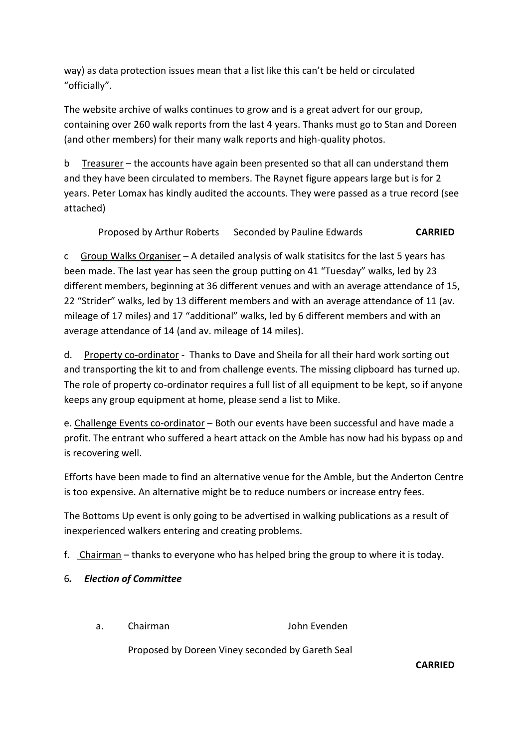way) as data protection issues mean that a list like this can't be held or circulated "officially".

The website archive of walks continues to grow and is a great advert for our group, containing over 260 walk reports from the last 4 years. Thanks must go to Stan and Doreen (and other members) for their many walk reports and high-quality photos.

b Treasurer – the accounts have again been presented so that all can understand them and they have been circulated to members. The Raynet figure appears large but is for 2 years. Peter Lomax has kindly audited the accounts. They were passed as a true record (see attached)

Proposed by Arthur Roberts Seconded by Pauline Edwards **CARRIED**

c Group Walks Organiser – A detailed analysis of walk statisitcs for the last 5 years has been made. The last year has seen the group putting on 41 "Tuesday" walks, led by 23 different members, beginning at 36 different venues and with an average attendance of 15, 22 "Strider" walks, led by 13 different members and with an average attendance of 11 (av. mileage of 17 miles) and 17 "additional" walks, led by 6 different members and with an average attendance of 14 (and av. mileage of 14 miles).

d. Property co-ordinator - Thanks to Dave and Sheila for all their hard work sorting out and transporting the kit to and from challenge events. The missing clipboard has turned up. The role of property co-ordinator requires a full list of all equipment to be kept, so if anyone keeps any group equipment at home, please send a list to Mike.

e. Challenge Events co-ordinator – Both our events have been successful and have made a profit. The entrant who suffered a heart attack on the Amble has now had his bypass op and is recovering well.

Efforts have been made to find an alternative venue for the Amble, but the Anderton Centre is too expensive. An alternative might be to reduce numbers or increase entry fees.

The Bottoms Up event is only going to be advertised in walking publications as a result of inexperienced walkers entering and creating problems.

f. Chairman – thanks to everyone who has helped bring the group to where it is today.

6. ***Election of Committee***

a. Chairman John Evenden

Proposed by Doreen Viney seconded by Gareth Seal

**CARRIED**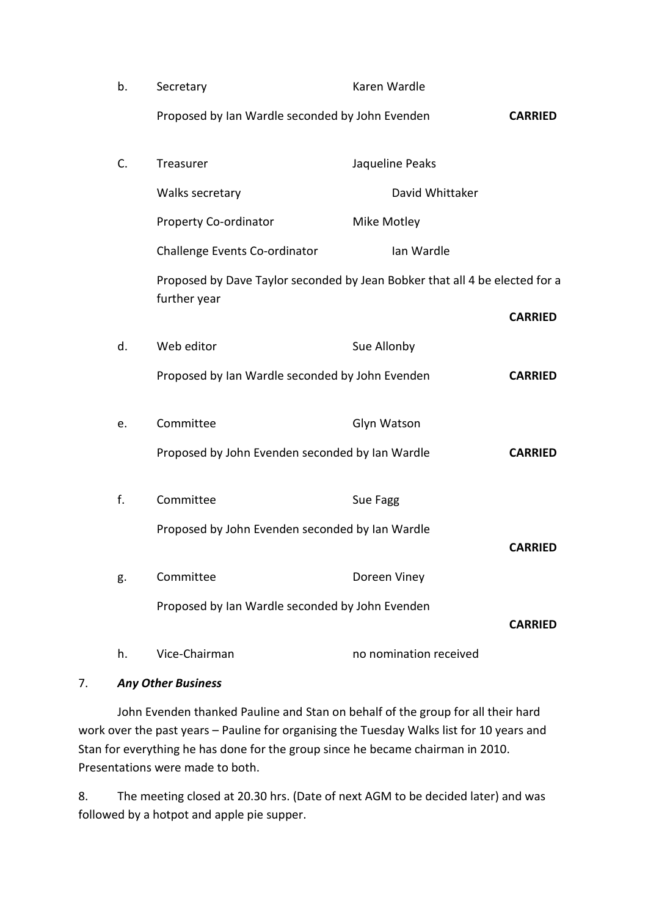b. Secretary — Karen Wardle

Proposed by Ian Wardle seconded by John Evenden **CARRIED**

C. Treasurer — Jaqueline Peaks

Walks secretary — David Whittaker

Property Co-ordinator — Mike Motley

Challenge Events Co-ordinator — Ian Wardle

Proposed by Dave Taylor seconded by Jean Bobker that all 4 be elected for a further year

**CARRIED**

d. Web editor — Sue Allonby

Proposed by Ian Wardle seconded by John Evenden **CARRIED**

e. Committee — Glyn Watson

Proposed by John Evenden seconded by Ian Wardle **CARRIED**

f. Committee — Sue Fagg

Proposed by John Evenden seconded by Ian Wardle

**CARRIED**

g. Committee — Doreen Viney

Proposed by Ian Wardle seconded by John Evenden

**CARRIED**

h. Vice-Chairman — no nomination received

7. ***Any Other Business***

John Evenden thanked Pauline and Stan on behalf of the group for all their hard work over the past years – Pauline for organising the Tuesday Walks list for 10 years and Stan for everything he has done for the group since he became chairman in 2010. Presentations were made to both.

8. The meeting closed at 20.30 hrs. (Date of next AGM to be decided later) and was followed by a hotpot and apple pie supper.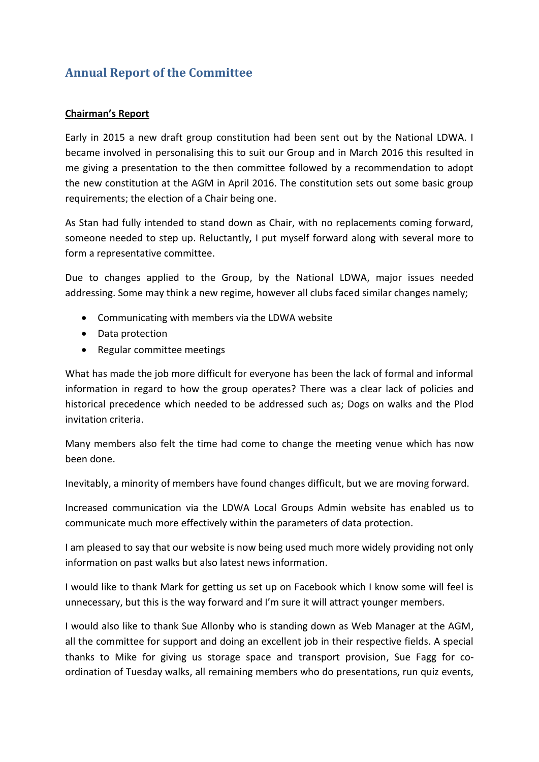## Annual Report of the Committee

**Chairman's Report**

Early in 2015 a new draft group constitution had been sent out by the National LDWA. I became involved in personalising this to suit our Group and in March 2016 this resulted in me giving a presentation to the then committee followed by a recommendation to adopt the new constitution at the AGM in April 2016. The constitution sets out some basic group requirements; the election of a Chair being one.

As Stan had fully intended to stand down as Chair, with no replacements coming forward, someone needed to step up. Reluctantly, I put myself forward along with several more to form a representative committee.

Due to changes applied to the Group, by the National LDWA, major issues needed addressing. Some may think a new regime, however all clubs faced similar changes namely;

- Communicating with members via the LDWA website
- Data protection
- Regular committee meetings

What has made the job more difficult for everyone has been the lack of formal and informal information in regard to how the group operates? There was a clear lack of policies and historical precedence which needed to be addressed such as; Dogs on walks and the Plod invitation criteria.

Many members also felt the time had come to change the meeting venue which has now been done.

Inevitably, a minority of members have found changes difficult, but we are moving forward.

Increased communication via the LDWA Local Groups Admin website has enabled us to communicate much more effectively within the parameters of data protection.

I am pleased to say that our website is now being used much more widely providing not only information on past walks but also latest news information.

I would like to thank Mark for getting us set up on Facebook which I know some will feel is unnecessary, but this is the way forward and I'm sure it will attract younger members.

I would also like to thank Sue Allonby who is standing down as Web Manager at the AGM, all the committee for support and doing an excellent job in their respective fields. A special thanks to Mike for giving us storage space and transport provision, Sue Fagg for co-ordination of Tuesday walks, all remaining members who do presentations, run quiz events,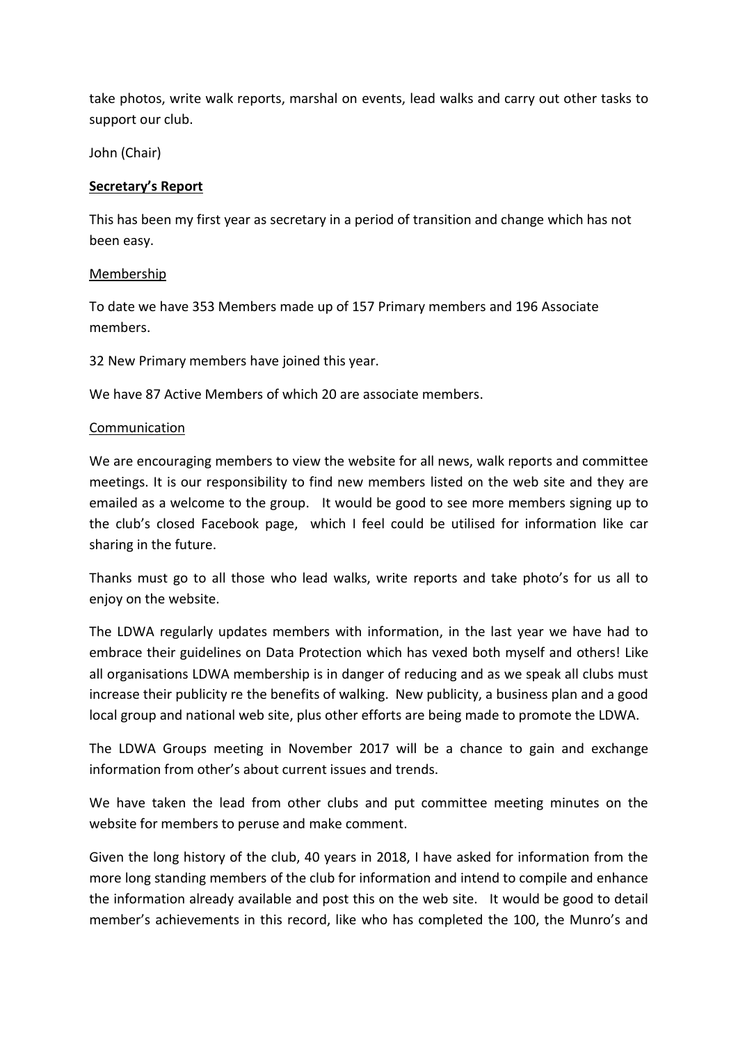take photos, write walk reports, marshal on events, lead walks and carry out other tasks to support our club.

John (Chair)

**Secretary's Report**

This has been my first year as secretary in a period of transition and change which has not been easy.

Membership

To date we have 353 Members made up of 157 Primary members and 196 Associate members.

32 New Primary members have joined this year.

We have 87 Active Members of which 20 are associate members.

Communication

We are encouraging members to view the website for all news, walk reports and committee meetings. It is our responsibility to find new members listed on the web site and they are emailed as a welcome to the group. It would be good to see more members signing up to the club's closed Facebook page, which I feel could be utilised for information like car sharing in the future.

Thanks must go to all those who lead walks, write reports and take photo's for us all to enjoy on the website.

The LDWA regularly updates members with information, in the last year we have had to embrace their guidelines on Data Protection which has vexed both myself and others! Like all organisations LDWA membership is in danger of reducing and as we speak all clubs must increase their publicity re the benefits of walking. New publicity, a business plan and a good local group and national web site, plus other efforts are being made to promote the LDWA.

The LDWA Groups meeting in November 2017 will be a chance to gain and exchange information from other's about current issues and trends.

We have taken the lead from other clubs and put committee meeting minutes on the website for members to peruse and make comment.

Given the long history of the club, 40 years in 2018, I have asked for information from the more long standing members of the club for information and intend to compile and enhance the information already available and post this on the web site. It would be good to detail member's achievements in this record, like who has completed the 100, the Munro's and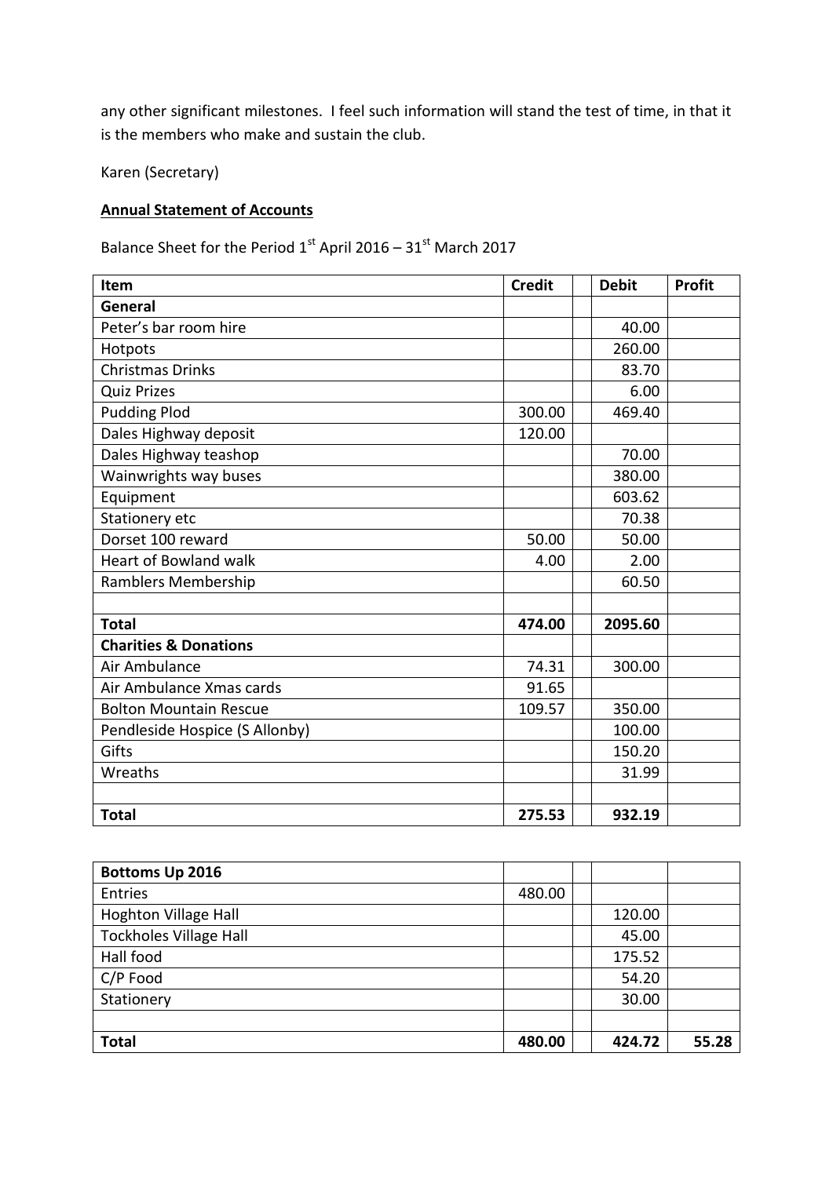any other significant milestones. I feel such information will stand the test of time, in that it is the members who make and sustain the club.

Karen (Secretary)

**Annual Statement of Accounts**

Balance Sheet for the Period 1st April 2016 – 31st March 2017

| Item | Credit | | Debit | Profit |
|---|---|---|---|---|
| **General** | | | | |
| Peter's bar room hire | | | 40.00 | |
| Hotpots | | | 260.00 | |
| Christmas Drinks | | | 83.70 | |
| Quiz Prizes | | | 6.00 | |
| Pudding Plod | 300.00 | | 469.40 | |
| Dales Highway deposit | 120.00 | | | |
| Dales Highway teashop | | | 70.00 | |
| Wainwrights way buses | | | 380.00 | |
| Equipment | | | 603.62 | |
| Stationery etc | | | 70.38 | |
| Dorset 100 reward | 50.00 | | 50.00 | |
| Heart of Bowland walk | 4.00 | | 2.00 | |
| Ramblers Membership | | | 60.50 | |
| | | | | |
| **Total** | **474.00** | | **2095.60** | |
| **Charities & Donations** | | | | |
| Air Ambulance | 74.31 | | 300.00 | |
| Air Ambulance Xmas cards | 91.65 | | | |
| Bolton Mountain Rescue | 109.57 | | 350.00 | |
| Pendleside Hospice (S Allonby) | | | 100.00 | |
| Gifts | | | 150.20 | |
| Wreaths | | | 31.99 | |
| | | | | |
| **Total** | **275.53** | | **932.19** | |

| **Bottoms Up 2016** | | | | |
|---|---|---|---|---|
| Entries | 480.00 | | | |
| Hoghton Village Hall | | | 120.00 | |
| Tockholes Village Hall | | | 45.00 | |
| Hall food | | | 175.52 | |
| C/P Food | | | 54.20 | |
| Stationery | | | 30.00 | |
| | | | | |
| **Total** | **480.00** | | **424.72** | **55.28** |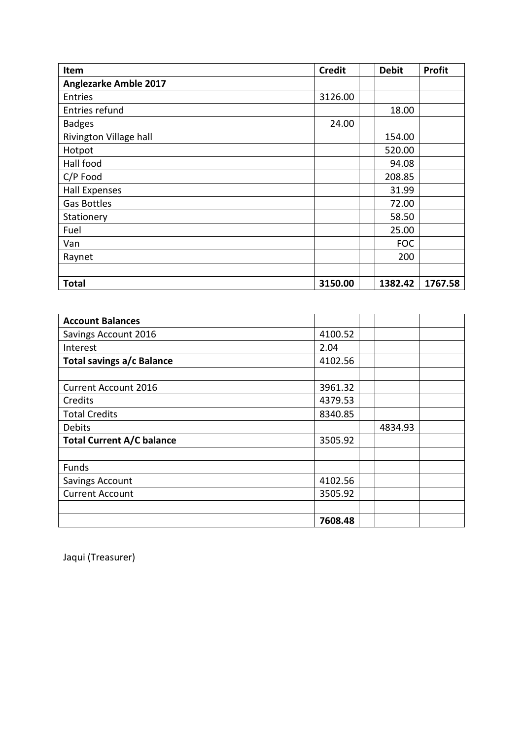| Item | Credit | | Debit | Profit |
|---|---|---|---|---|
| **Anglezarke Amble 2017** | | | | |
| Entries | 3126.00 | | | |
| Entries refund | | | 18.00 | |
| Badges | 24.00 | | | |
| Rivington Village hall | | | 154.00 | |
| Hotpot | | | 520.00 | |
| Hall food | | | 94.08 | |
| C/P Food | | | 208.85 | |
| Hall Expenses | | | 31.99 | |
| Gas Bottles | | | 72.00 | |
| Stationery | | | 58.50 | |
| Fuel | | | 25.00 | |
| Van | | | FOC | |
| Raynet | | | 200 | |
| | | | | |
| **Total** | **3150.00** | | **1382.42** | **1767.58** |

| **Account Balances** | | | | |
|---|---|---|---|---|
| Savings Account 2016 | 4100.52 | | | |
| Interest | 2.04 | | | |
| **Total savings a/c Balance** | 4102.56 | | | |
| | | | | |
| Current Account 2016 | 3961.32 | | | |
| Credits | 4379.53 | | | |
| Total Credits | 8340.85 | | | |
| Debits | | | 4834.93 | |
| **Total Current A/C balance** | 3505.92 | | | |
| | | | | |
| Funds | | | | |
| Savings Account | 4102.56 | | | |
| Current Account | 3505.92 | | | |
| | | | | |
| | **7608.48** | | | |

Jaqui (Treasurer)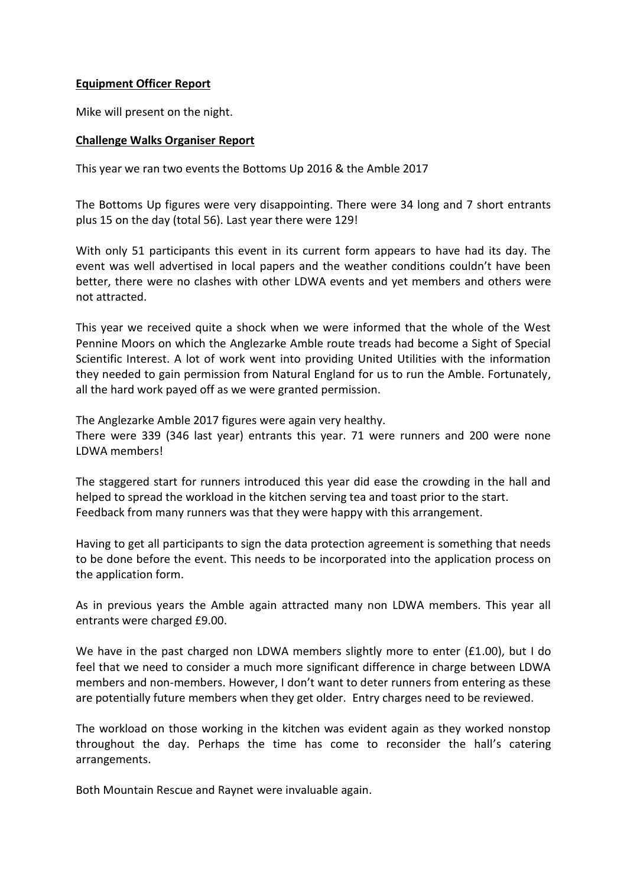**Equipment Officer Report**

Mike will present on the night.

**Challenge Walks Organiser Report**

This year we ran two events the Bottoms Up 2016 & the Amble 2017

The Bottoms Up figures were very disappointing. There were 34 long and 7 short entrants plus 15 on the day (total 56). Last year there were 129!

With only 51 participants this event in its current form appears to have had its day. The event was well advertised in local papers and the weather conditions couldn't have been better, there were no clashes with other LDWA events and yet members and others were not attracted.

This year we received quite a shock when we were informed that the whole of the West Pennine Moors on which the Anglezarke Amble route treads had become a Sight of Special Scientific Interest. A lot of work went into providing United Utilities with the information they needed to gain permission from Natural England for us to run the Amble. Fortunately, all the hard work payed off as we were granted permission.

The Anglezarke Amble 2017 figures were again very healthy.
There were 339 (346 last year) entrants this year. 71 were runners and 200 were none LDWA members!

The staggered start for runners introduced this year did ease the crowding in the hall and helped to spread the workload in the kitchen serving tea and toast prior to the start.
Feedback from many runners was that they were happy with this arrangement.

Having to get all participants to sign the data protection agreement is something that needs to be done before the event. This needs to be incorporated into the application process on the application form.

As in previous years the Amble again attracted many non LDWA members. This year all entrants were charged £9.00.

We have in the past charged non LDWA members slightly more to enter (£1.00), but I do feel that we need to consider a much more significant difference in charge between LDWA members and non-members. However, I don't want to deter runners from entering as these are potentially future members when they get older. Entry charges need to be reviewed.

The workload on those working in the kitchen was evident again as they worked nonstop throughout the day. Perhaps the time has come to reconsider the hall's catering arrangements.

Both Mountain Rescue and Raynet were invaluable again.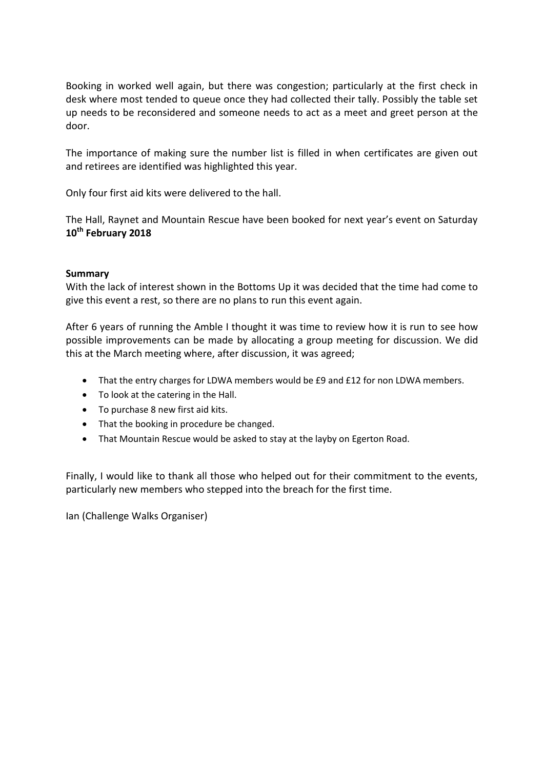Booking in worked well again, but there was congestion; particularly at the first check in desk where most tended to queue once they had collected their tally. Possibly the table set up needs to be reconsidered and someone needs to act as a meet and greet person at the door.

The importance of making sure the number list is filled in when certificates are given out and retirees are identified was highlighted this year.

Only four first aid kits were delivered to the hall.

The Hall, Raynet and Mountain Rescue have been booked for next year's event on Saturday **10th February 2018**

**Summary**

With the lack of interest shown in the Bottoms Up it was decided that the time had come to give this event a rest, so there are no plans to run this event again.

After 6 years of running the Amble I thought it was time to review how it is run to see how possible improvements can be made by allocating a group meeting for discussion. We did this at the March meeting where, after discussion, it was agreed;

- That the entry charges for LDWA members would be £9 and £12 for non LDWA members.
- To look at the catering in the Hall.
- To purchase 8 new first aid kits.
- That the booking in procedure be changed.
- That Mountain Rescue would be asked to stay at the layby on Egerton Road.

Finally, I would like to thank all those who helped out for their commitment to the events, particularly new members who stepped into the breach for the first time.

Ian (Challenge Walks Organiser)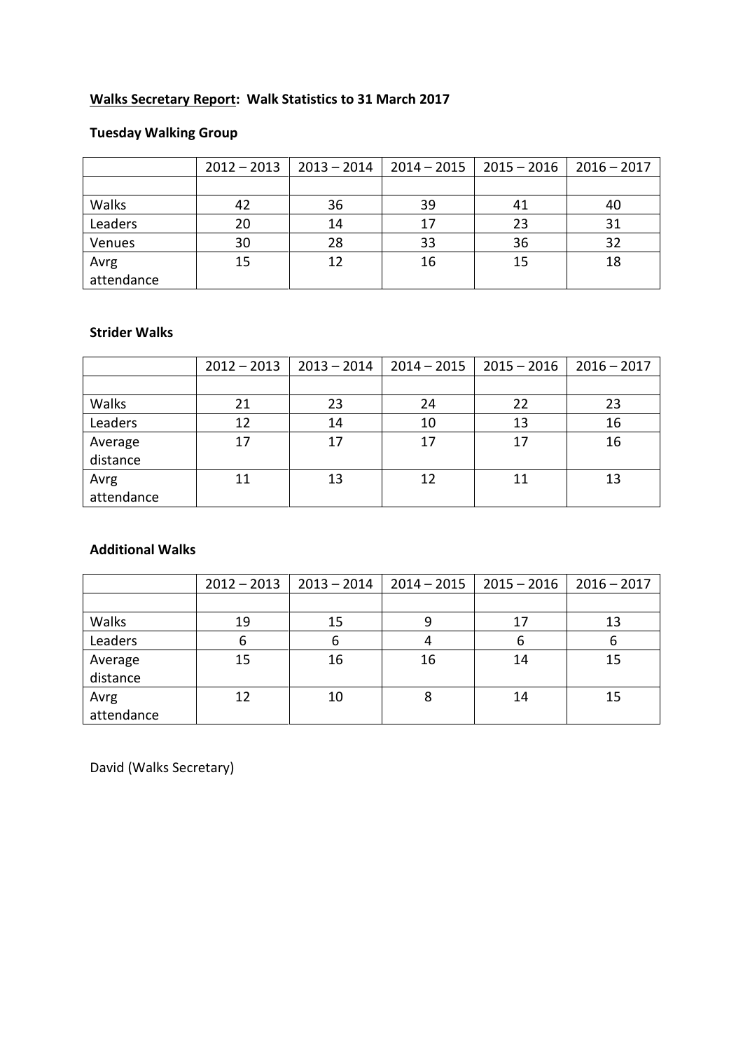**<u>Walks Secretary Report</u>: Walk Statistics to 31 March 2017**

**Tuesday Walking Group**

| | 2012 – 2013 | 2013 – 2014 | 2014 – 2015 | 2015 – 2016 | 2016 – 2017 |
|---|---|---|---|---|---|
| | | | | | |
| Walks | 42 | 36 | 39 | 41 | 40 |
| Leaders | 20 | 14 | 17 | 23 | 31 |
| Venues | 30 | 28 | 33 | 36 | 32 |
| Avrg attendance | 15 | 12 | 16 | 15 | 18 |

**Strider Walks**

| | 2012 – 2013 | 2013 – 2014 | 2014 – 2015 | 2015 – 2016 | 2016 – 2017 |
|---|---|---|---|---|---|
| | | | | | |
| Walks | 21 | 23 | 24 | 22 | 23 |
| Leaders | 12 | 14 | 10 | 13 | 16 |
| Average distance | 17 | 17 | 17 | 17 | 16 |
| Avrg attendance | 11 | 13 | 12 | 11 | 13 |

**Additional Walks**

| | 2012 – 2013 | 2013 – 2014 | 2014 – 2015 | 2015 – 2016 | 2016 – 2017 |
|---|---|---|---|---|---|
| | | | | | |
| Walks | 19 | 15 | 9 | 17 | 13 |
| Leaders | 6 | 6 | 4 | 6 | 6 |
| Average distance | 15 | 16 | 16 | 14 | 15 |
| Avrg attendance | 12 | 10 | 8 | 14 | 15 |

David (Walks Secretary)